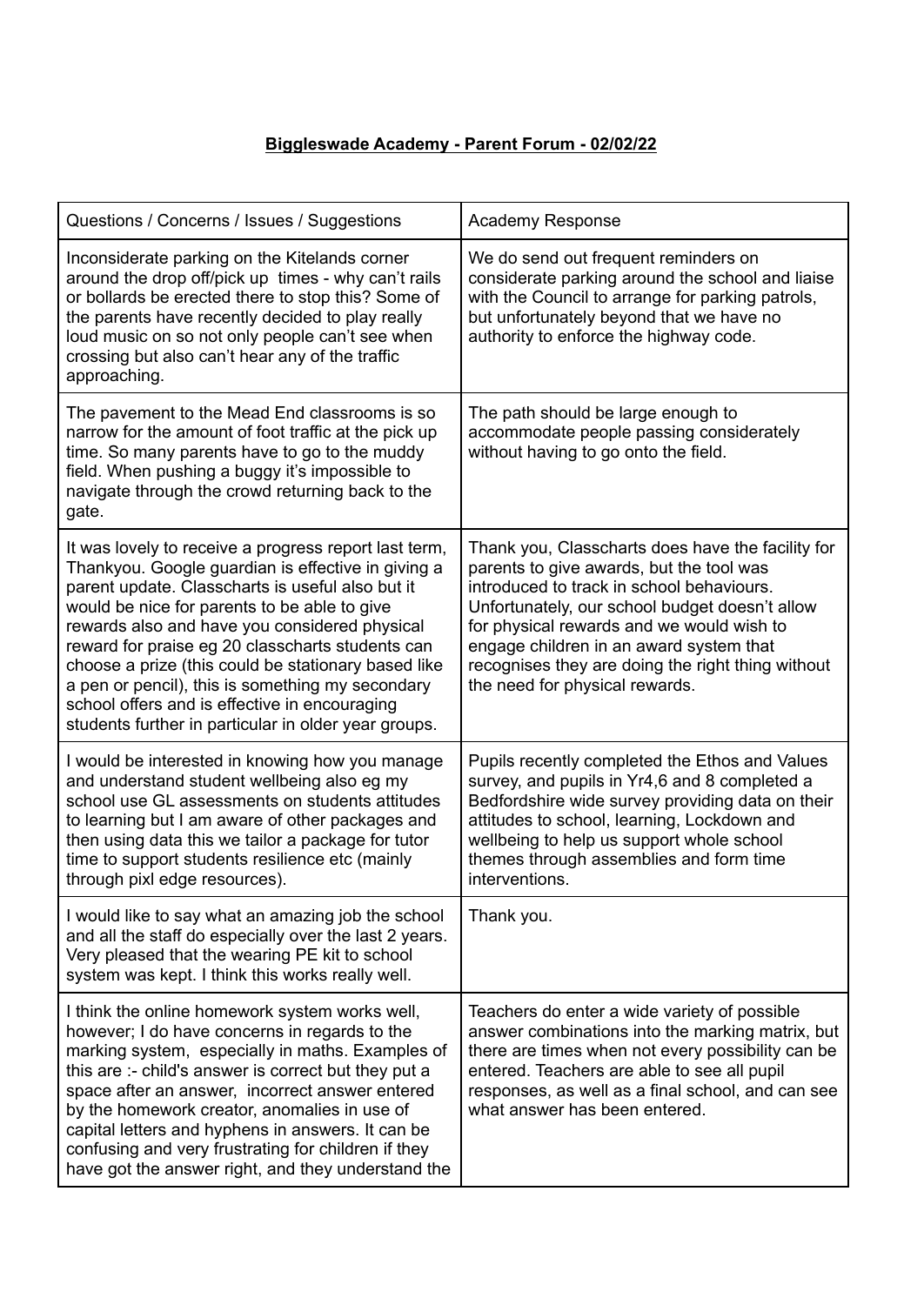**Biggleswade Academy - Parent Forum - 02/02/22**

| Questions / Concerns / Issues / Suggestions | Academy Response |
|---|---|
| Inconsiderate parking on the Kitelands corner around the drop off/pick up times - why can't rails or bollards be erected there to stop this? Some of the parents have recently decided to play really loud music on so not only people can't see when crossing but also can't hear any of the traffic approaching. | We do send out frequent reminders on considerate parking around the school and liaise with the Council to arrange for parking patrols, but unfortunately beyond that we have no authority to enforce the highway code. |
| The pavement to the Mead End classrooms is so narrow for the amount of foot traffic at the pick up time. So many parents have to go to the muddy field. When pushing a buggy it's impossible to navigate through the crowd returning back to the gate. | The path should be large enough to accommodate people passing considerately without having to go onto the field. |
| It was lovely to receive a progress report last term, Thankyou. Google guardian is effective in giving a parent update. Classcharts is useful also but it would be nice for parents to be able to give rewards also and have you considered physical reward for praise eg 20 classcharts students can choose a prize (this could be stationary based like a pen or pencil), this is something my secondary school offers and is effective in encouraging students further in particular in older year groups. | Thank you, Classcharts does have the facility for parents to give awards, but the tool was introduced to track in school behaviours. Unfortunately, our school budget doesn't allow for physical rewards and we would wish to engage children in an award system that recognises they are doing the right thing without the need for physical rewards. |
| I would be interested in knowing how you manage and understand student wellbeing also eg my school use GL assessments on students attitudes to learning but I am aware of other packages and then using data this we tailor a package for tutor time to support students resilience etc (mainly through pixl edge resources). | Pupils recently completed the Ethos and Values survey, and pupils in Yr4,6 and 8 completed a Bedfordshire wide survey providing data on their attitudes to school, learning, Lockdown and wellbeing to help us support whole school themes through assemblies and form time interventions. |
| I would like to say what an amazing job the school and all the staff do especially over the last 2 years. Very pleased that the wearing PE kit to school system was kept. I think this works really well. | Thank you. |
| I think the online homework system works well, however; I do have concerns in regards to the marking system, especially in maths. Examples of this are :- child's answer is correct but they put a space after an answer, incorrect answer entered by the homework creator, anomalies in use of capital letters and hyphens in answers. It can be confusing and very frustrating for children if they have got the answer right, and they understand the | Teachers do enter a wide variety of possible answer combinations into the marking matrix, but there are times when not every possibility can be entered. Teachers are able to see all pupil responses, as well as a final school, and can see what answer has been entered. |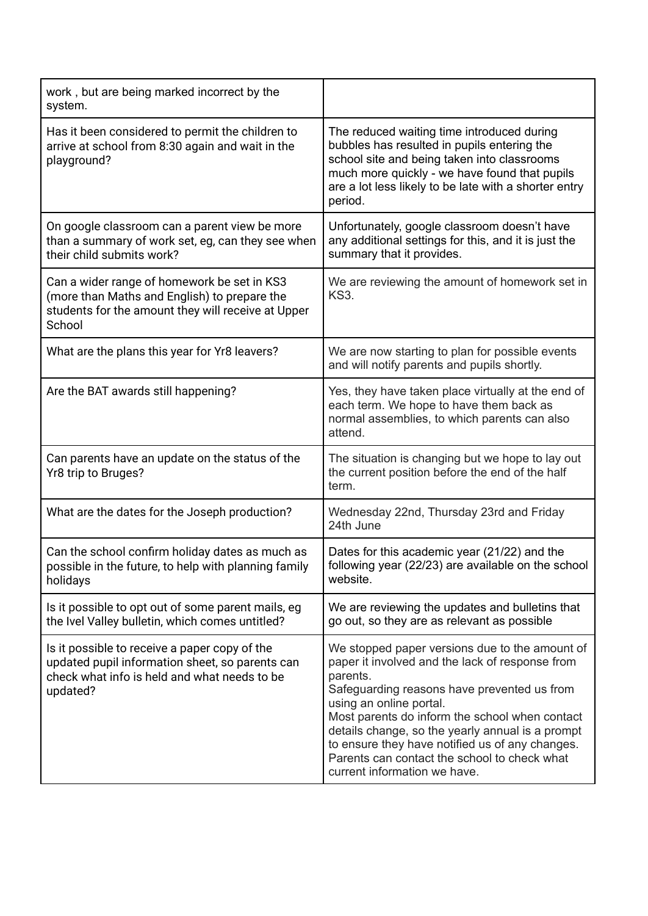| | |
|---|---|
| work , but are being marked incorrect by the system. | |
| Has it been considered to permit the children to arrive at school from 8:30 again and wait in the playground? | The reduced waiting time introduced during bubbles has resulted in pupils entering the school site and being taken into classrooms much more quickly - we have found that pupils are a lot less likely to be late with a shorter entry period. |
| On google classroom can a parent view be more than a summary of work set, eg, can they see when their child submits work? | Unfortunately, google classroom doesn't have any additional settings for this, and it is just the summary that it provides. |
| Can a wider range of homework be set in KS3 (more than Maths and English) to prepare the students for the amount they will receive at Upper School | We are reviewing the amount of homework set in KS3. |
| What are the plans this year for Yr8 leavers? | We are now starting to plan for possible events and will notify parents and pupils shortly. |
| Are the BAT awards still happening? | Yes, they have taken place virtually at the end of each term. We hope to have them back as normal assemblies, to which parents can also attend. |
| Can parents have an update on the status of the Yr8 trip to Bruges? | The situation is changing but we hope to lay out the current position before the end of the half term. |
| What are the dates for the Joseph production? | Wednesday 22nd, Thursday 23rd and Friday 24th June |
| Can the school confirm holiday dates as much as possible in the future, to help with planning family holidays | Dates for this academic year (21/22) and the following year (22/23) are available on the school website. |
| Is it possible to opt out of some parent mails, eg the Ivel Valley bulletin, which comes untitled? | We are reviewing the updates and bulletins that go out, so they are as relevant as possible |
| Is it possible to receive a paper copy of the updated pupil information sheet, so parents can check what info is held and what needs to be updated? | We stopped paper versions due to the amount of paper it involved and the lack of response from parents.<br>Safeguarding reasons have prevented us from using an online portal.<br>Most parents do inform the school when contact details change, so the yearly annual is a prompt to ensure they have notified us of any changes.<br>Parents can contact the school to check what current information we have. |